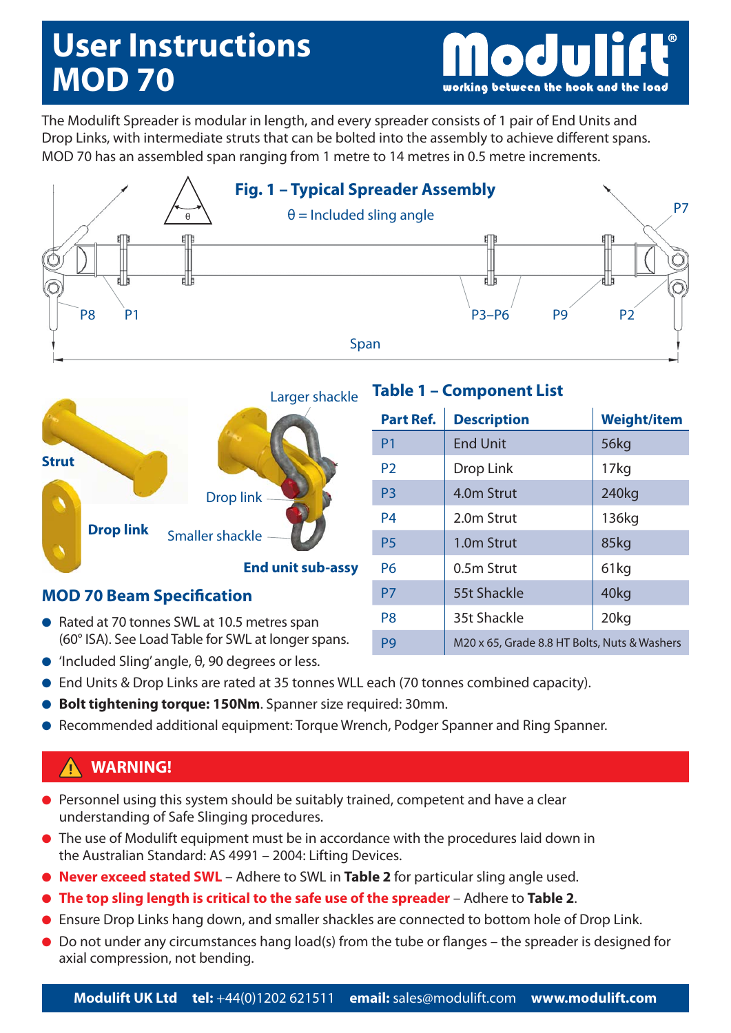# User Instructions MOD 70

The Modulift Spreader is modular in length, and every spreader consists of 1 pair of End Units and Drop Links, with intermediate struts that can be bolted into the assembly to achieve different spans. MOD 70 has an assembled span ranging from 1 metre to 14 metres in 0.5 metre increments.

**Fig. 1 – Typical Spreader Assembly**

θ = Included sling angle

## Table 1 – Component List

| Part Ref. | Description | Weight/item |
|---|---|---|
| P1 | End Unit | 56kg |
| P2 | Drop Link | 17kg |
| P3 | 4.0m Strut | 240kg |
| P4 | 2.0m Strut | 136kg |
| P5 | 1.0m Strut | 85kg |
| P6 | 0.5m Strut | 61kg |
| P7 | 55t Shackle | 40kg |
| P8 | 35t Shackle | 20kg |
| P9 | M20 x 65, Grade 8.8 HT Bolts, Nuts & Washers | |

## MOD 70 Beam Specification

- Rated at 70 tonnes SWL at 10.5 metres span (60° ISA). See Load Table for SWL at longer spans.
- 'Included Sling' angle, θ, 90 degrees or less.
- End Units & Drop Links are rated at 35 tonnes WLL each (70 tonnes combined capacity).
- **Bolt tightening torque: 150Nm**. Spanner size required: 30mm.
- Recommended additional equipment: Torque Wrench, Podger Spanner and Ring Spanner.

## WARNING!

- Personnel using this system should be suitably trained, competent and have a clear understanding of Safe Slinging procedures.
- The use of Modulift equipment must be in accordance with the procedures laid down in the Australian Standard: AS 4991 – 2004: Lifting Devices.
- **Never exceed stated SWL** – Adhere to SWL in **Table 2** for particular sling angle used.
- **The top sling length is critical to the safe use of the spreader** – Adhere to **Table 2**.
- Ensure Drop Links hang down, and smaller shackles are connected to bottom hole of Drop Link.
- Do not under any circumstances hang load(s) from the tube or flanges – the spreader is designed for axial compression, not bending.

**Modulift UK Ltd** **tel:** +44(0)1202 621511 **email:** sales@modulift.com **www.modulift.com**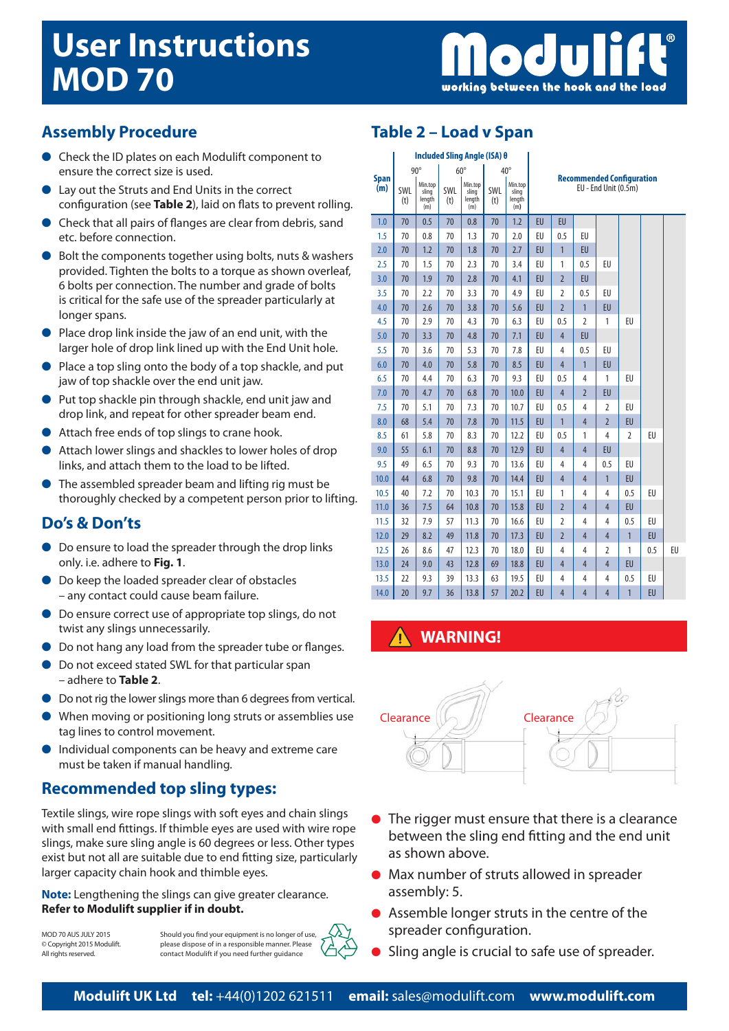# User Instructions MOD 70

**Modulift®** working between the hook and the load

## Assembly Procedure

- Check the ID plates on each Modulift component to ensure the correct size is used.
- Lay out the Struts and End Units in the correct configuration (see **Table 2**), laid on flats to prevent rolling.
- Check that all pairs of flanges are clear from debris, sand etc. before connection.
- Bolt the components together using bolts, nuts & washers provided. Tighten the bolts to a torque as shown overleaf, 6 bolts per connection. The number and grade of bolts is critical for the safe use of the spreader particularly at longer spans.
- Place drop link inside the jaw of an end unit, with the larger hole of drop link lined up with the End Unit hole.
- Place a top sling onto the body of a top shackle, and put jaw of top shackle over the end unit jaw.
- Put top shackle pin through shackle, end unit jaw and drop link, and repeat for other spreader beam end.
- Attach free ends of top slings to crane hook.
- Attach lower slings and shackles to lower holes of drop links, and attach them to the load to be lifted.
- The assembled spreader beam and lifting rig must be thoroughly checked by a competent person prior to lifting.

## Do's & Don'ts

- Do ensure to load the spreader through the drop links only. i.e. adhere to **Fig. 1**.
- Do keep the loaded spreader clear of obstacles – any contact could cause beam failure.
- Do ensure correct use of appropriate top slings, do not twist any slings unnecessarily.
- Do not hang any load from the spreader tube or flanges.
- Do not exceed stated SWL for that particular span – adhere to **Table 2**.
- Do not rig the lower slings more than 6 degrees from vertical.
- When moving or positioning long struts or assemblies use tag lines to control movement.
- Individual components can be heavy and extreme care must be taken if manual handling.

## Recommended top sling types:

Textile slings, wire rope slings with soft eyes and chain slings with small end fittings. If thimble eyes are used with wire rope slings, make sure sling angle is 60 degrees or less. Other types exist but not all are suitable due to end fitting size, particularly larger capacity chain hook and thimble eyes.

**Note:** Lengthening the slings can give greater clearance. **Refer to Modulift supplier if in doubt.**

MOD 70 AUS JULY 2015
© Copyright 2015 Modulift.
All rights reserved.

Should you find your equipment is no longer of use, please dispose of in a responsible manner. Please contact Modulift if you need further guidance

## Table 2 – Load v Span

| Span (m) | Included Sling Angle (ISA) θ 90° SWL (t) | 90° Min. top sling length (m) | 60° SWL (t) | 60° Min. top sling length (m) | 40° SWL (t) | 40° Min. top sling length (m) | Recommended Configuration EU - End Unit (0.5m) | | | | | | |
|---|---|---|---|---|---|---|---|---|---|---|---|---|---|
| 1.0 | 70 | 0.5 | 70 | 0.8 | 70 | 1.2 | EU | EU | | | | | |
| 1.5 | 70 | 0.8 | 70 | 1.3 | 70 | 2.0 | EU | 0.5 | EU | | | | |
| 2.0 | 70 | 1.2 | 70 | 1.8 | 70 | 2.7 | EU | 1 | EU | | | | |
| 2.5 | 70 | 1.5 | 70 | 2.3 | 70 | 3.4 | EU | 1 | 0.5 | EU | | | |
| 3.0 | 70 | 1.9 | 70 | 2.8 | 70 | 4.1 | EU | 2 | EU | | | | |
| 3.5 | 70 | 2.2 | 70 | 3.3 | 70 | 4.9 | EU | 2 | 0.5 | EU | | | |
| 4.0 | 70 | 2.6 | 70 | 3.8 | 70 | 5.6 | EU | 2 | 1 | EU | | | |
| 4.5 | 70 | 2.9 | 70 | 4.3 | 70 | 6.3 | EU | 0.5 | 2 | 1 | EU | | |
| 5.0 | 70 | 3.3 | 70 | 4.8 | 70 | 7.1 | EU | 4 | EU | | | | |
| 5.5 | 70 | 3.6 | 70 | 5.3 | 70 | 7.8 | EU | 4 | 0.5 | EU | | | |
| 6.0 | 70 | 4.0 | 70 | 5.8 | 70 | 8.5 | EU | 4 | 1 | EU | | | |
| 6.5 | 70 | 4.4 | 70 | 6.3 | 70 | 9.3 | EU | 0.5 | 4 | 1 | EU | | |
| 7.0 | 70 | 4.7 | 70 | 6.8 | 70 | 10.0 | EU | 4 | 2 | EU | | | |
| 7.5 | 70 | 5.1 | 70 | 7.3 | 70 | 10.7 | EU | 0.5 | 4 | 2 | EU | | |
| 8.0 | 68 | 5.4 | 70 | 7.8 | 70 | 11.5 | EU | 1 | 4 | 2 | EU | | |
| 8.5 | 61 | 5.8 | 70 | 8.3 | 70 | 12.2 | EU | 0.5 | 1 | 4 | 2 | EU | |
| 9.0 | 55 | 6.1 | 70 | 8.8 | 70 | 12.9 | EU | 4 | 4 | EU | | | |
| 9.5 | 49 | 6.5 | 70 | 9.3 | 70 | 13.6 | EU | 4 | 4 | 0.5 | EU | | |
| 10.0 | 44 | 6.8 | 70 | 9.8 | 70 | 14.4 | EU | 4 | 4 | 1 | EU | | |
| 10.5 | 40 | 7.2 | 70 | 10.3 | 70 | 15.1 | EU | 1 | 4 | 4 | 0.5 | EU | |
| 11.0 | 36 | 7.5 | 64 | 10.8 | 70 | 15.8 | EU | 2 | 4 | 4 | EU | | |
| 11.5 | 32 | 7.9 | 57 | 11.3 | 70 | 16.6 | EU | 2 | 4 | 4 | 0.5 | EU | |
| 12.0 | 29 | 8.2 | 49 | 11.8 | 70 | 17.3 | EU | 2 | 4 | 4 | 1 | EU | |
| 12.5 | 26 | 8.6 | 47 | 12.3 | 70 | 18.0 | EU | 4 | 4 | 2 | 1 | 0.5 | EU |
| 13.0 | 24 | 9.0 | 43 | 12.8 | 69 | 18.8 | EU | 4 | 4 | 4 | EU | | |
| 13.5 | 22 | 9.3 | 39 | 13.3 | 63 | 19.5 | EU | 4 | 4 | 4 | 0.5 | EU | |
| 14.0 | 20 | 9.7 | 36 | 13.8 | 57 | 20.2 | EU | 4 | 4 | 4 | 1 | EU | |

## WARNING!

Clearance

Clearance

- The rigger must ensure that there is a clearance between the sling end fitting and the end unit as shown above.
- Max number of struts allowed in spreader assembly: 5.
- Assemble longer struts in the centre of the spreader configuration.
- Sling angle is crucial to safe use of spreader.

**Modulift UK Ltd** **tel:** +44(0)1202 621511 **email:** sales@modulift.com **www.modulift.com**